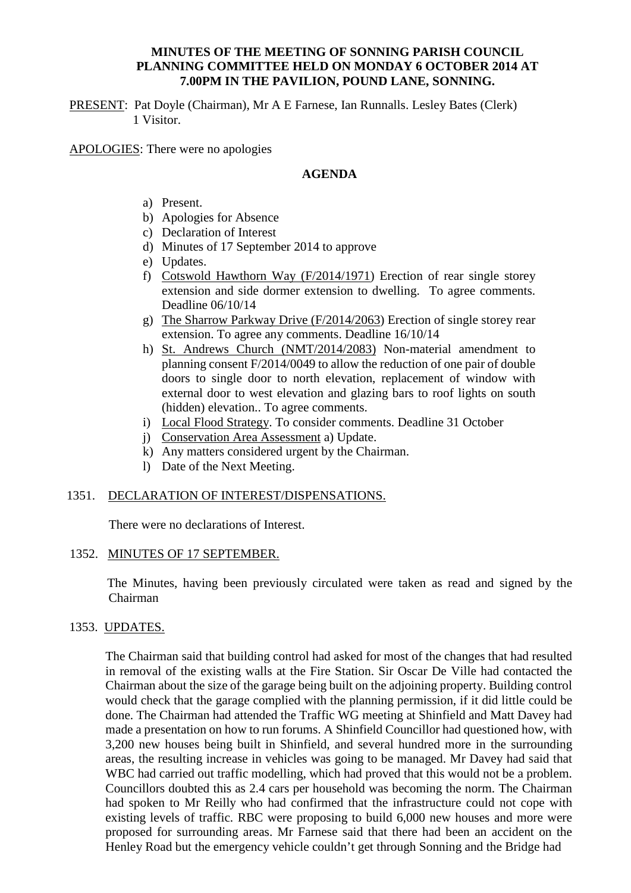**MINUTES OF THE MEETING OF SONNING PARISH COUNCIL PLANNING COMMITTEE HELD ON MONDAY 6 OCTOBER 2014 AT 7.00PM IN THE PAVILION, POUND LANE, SONNING.**

PRESENT: Pat Doyle (Chairman), Mr A E Farnese, Ian Runnalls. Lesley Bates (Clerk) 1 Visitor.

APOLOGIES: There were no apologies

**AGENDA**

a) Present.
b) Apologies for Absence
c) Declaration of Interest
d) Minutes of 17 September 2014 to approve
e) Updates.
f) Cotswold Hawthorn Way (F/2014/1971) Erection of rear single storey extension and side dormer extension to dwelling. To agree comments. Deadline 06/10/14
g) The Sharrow Parkway Drive (F/2014/2063) Erection of single storey rear extension. To agree any comments. Deadline 16/10/14
h) St. Andrews Church (NMT/2014/2083) Non-material amendment to planning consent F/2014/0049 to allow the reduction of one pair of double doors to single door to north elevation, replacement of window with external door to west elevation and glazing bars to roof lights on south (hidden) elevation.. To agree comments.
i) Local Flood Strategy. To consider comments. Deadline 31 October
j) Conservation Area Assessment a) Update.
k) Any matters considered urgent by the Chairman.
l) Date of the Next Meeting.

1351. DECLARATION OF INTEREST/DISPENSATIONS.

There were no declarations of Interest.

1352. MINUTES OF 17 SEPTEMBER.

The Minutes, having been previously circulated were taken as read and signed by the Chairman

1353. UPDATES.

The Chairman said that building control had asked for most of the changes that had resulted in removal of the existing walls at the Fire Station. Sir Oscar De Ville had contacted the Chairman about the size of the garage being built on the adjoining property. Building control would check that the garage complied with the planning permission, if it did little could be done. The Chairman had attended the Traffic WG meeting at Shinfield and Matt Davey had made a presentation on how to run forums. A Shinfield Councillor had questioned how, with 3,200 new houses being built in Shinfield, and several hundred more in the surrounding areas, the resulting increase in vehicles was going to be managed. Mr Davey had said that WBC had carried out traffic modelling, which had proved that this would not be a problem. Councillors doubted this as 2.4 cars per household was becoming the norm. The Chairman had spoken to Mr Reilly who had confirmed that the infrastructure could not cope with existing levels of traffic. RBC were proposing to build 6,000 new houses and more were proposed for surrounding areas. Mr Farnese said that there had been an accident on the Henley Road but the emergency vehicle couldn't get through Sonning and the Bridge had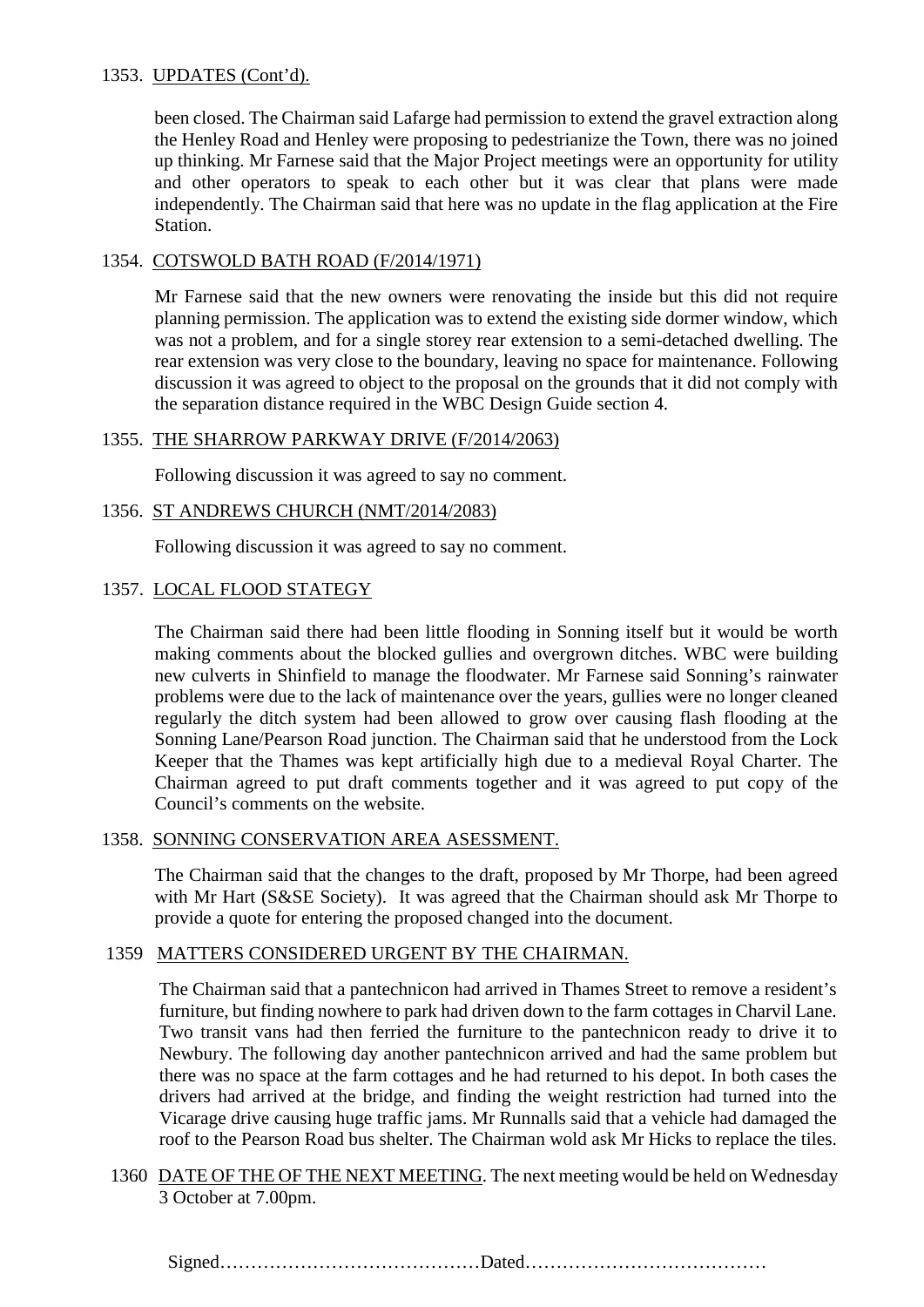1353. UPDATES (Cont'd).

been closed. The Chairman said Lafarge had permission to extend the gravel extraction along the Henley Road and Henley were proposing to pedestrianize the Town, there was no joined up thinking. Mr Farnese said that the Major Project meetings were an opportunity for utility and other operators to speak to each other but it was clear that plans were made independently. The Chairman said that here was no update in the flag application at the Fire Station.

1354. COTSWOLD BATH ROAD (F/2014/1971)

Mr Farnese said that the new owners were renovating the inside but this did not require planning permission. The application was to extend the existing side dormer window, which was not a problem, and for a single storey rear extension to a semi-detached dwelling. The rear extension was very close to the boundary, leaving no space for maintenance. Following discussion it was agreed to object to the proposal on the grounds that it did not comply with the separation distance required in the WBC Design Guide section 4.

1355. THE SHARROW PARKWAY DRIVE (F/2014/2063)

Following discussion it was agreed to say no comment.

1356. ST ANDREWS CHURCH (NMT/2014/2083)

Following discussion it was agreed to say no comment.

1357. LOCAL FLOOD STATEGY

The Chairman said there had been little flooding in Sonning itself but it would be worth making comments about the blocked gullies and overgrown ditches. WBC were building new culverts in Shinfield to manage the floodwater. Mr Farnese said Sonning's rainwater problems were due to the lack of maintenance over the years, gullies were no longer cleaned regularly the ditch system had been allowed to grow over causing flash flooding at the Sonning Lane/Pearson Road junction. The Chairman said that he understood from the Lock Keeper that the Thames was kept artificially high due to a medieval Royal Charter. The Chairman agreed to put draft comments together and it was agreed to put copy of the Council's comments on the website.

1358. SONNING CONSERVATION AREA ASESSMENT.

The Chairman said that the changes to the draft, proposed by Mr Thorpe, had been agreed with Mr Hart (S&SE Society). It was agreed that the Chairman should ask Mr Thorpe to provide a quote for entering the proposed changed into the document.

1359 MATTERS CONSIDERED URGENT BY THE CHAIRMAN.

The Chairman said that a pantechnicon had arrived in Thames Street to remove a resident's furniture, but finding nowhere to park had driven down to the farm cottages in Charvil Lane. Two transit vans had then ferried the furniture to the pantechnicon ready to drive it to Newbury. The following day another pantechnicon arrived and had the same problem but there was no space at the farm cottages and he had returned to his depot. In both cases the drivers had arrived at the bridge, and finding the weight restriction had turned into the Vicarage drive causing huge traffic jams. Mr Runnalls said that a vehicle had damaged the roof to the Pearson Road bus shelter. The Chairman wold ask Mr Hicks to replace the tiles.

1360 DATE OF THE OF THE NEXT MEETING. The next meeting would be held on Wednesday 3 October at 7.00pm.

Signed……………………………………Dated…………………………………